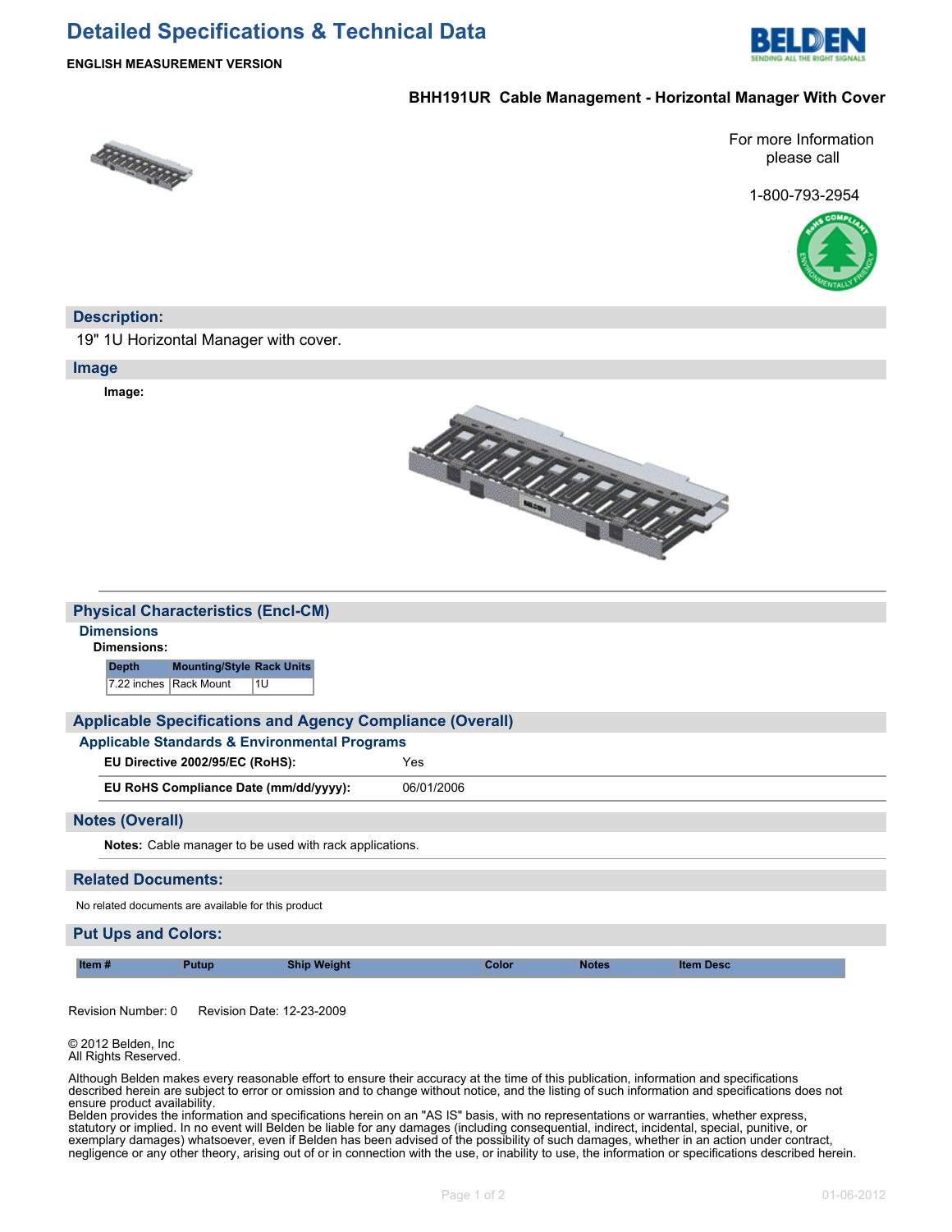# Detailed Specifications & Technical Data

**ENGLISH MEASUREMENT VERSION**

**BHH191UR Cable Management - Horizontal Manager With Cover**

For more Information please call

1-800-793-2954

## Description:

19" 1U Horizontal Manager with cover.

## Image

**Image:**

## Physical Characteristics (Encl-CM)

### Dimensions

**Dimensions:**

| Depth | Mounting/Style | Rack Units |
|---|---|---|
| 7.22 inches | Rack Mount | 1U |

## Applicable Specifications and Agency Compliance (Overall)

### Applicable Standards & Environmental Programs

| | |
|---|---|
| **EU Directive 2002/95/EC (RoHS):** | Yes |
| **EU RoHS Compliance Date (mm/dd/yyyy):** | 06/01/2006 |

## Notes (Overall)

**Notes:** Cable manager to be used with rack applications.

## Related Documents:

No related documents are available for this product

## Put Ups and Colors:

| Item # | Putup | Ship Weight | Color | Notes | Item Desc |
|---|---|---|---|---|---|

Revision Number: 0 Revision Date: 12-23-2009

© 2012 Belden, Inc
All Rights Reserved.

Although Belden makes every reasonable effort to ensure their accuracy at the time of this publication, information and specifications described herein are subject to error or omission and to change without notice, and the listing of such information and specifications does not ensure product availability.
Belden provides the information and specifications herein on an "AS IS" basis, with no representations or warranties, whether express, statutory or implied. In no event will Belden be liable for any damages (including consequential, indirect, incidental, special, punitive, or exemplary damages) whatsoever, even if Belden has been advised of the possibility of such damages, whether in an action under contract, negligence or any other theory, arising out of or in connection with the use, or inability to use, the information or specifications described herein.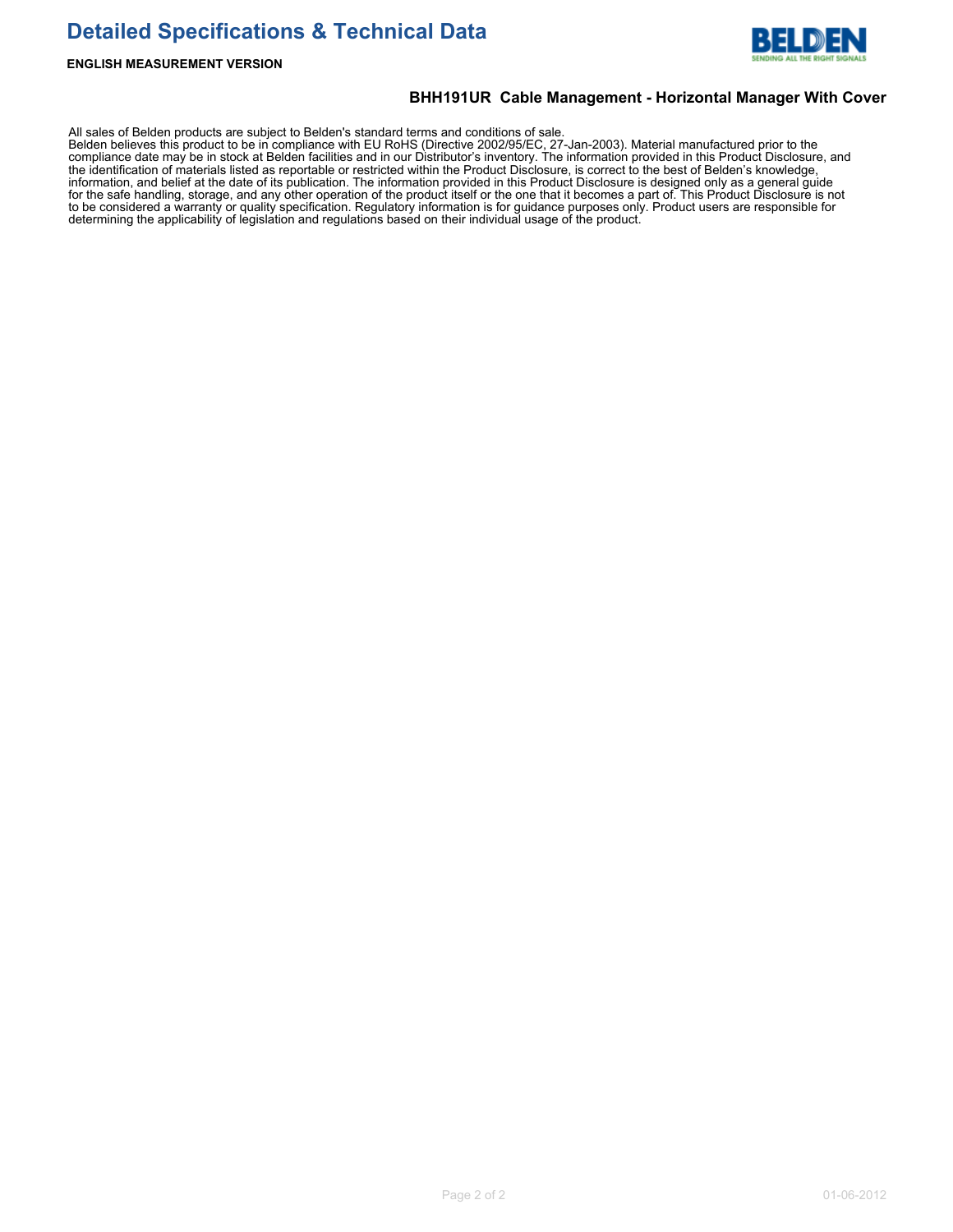All sales of Belden products are subject to Belden's standard terms and conditions of sale.
Belden believes this product to be in compliance with EU RoHS (Directive 2002/95/EC, 27-Jan-2003). Material manufactured prior to the compliance date may be in stock at Belden facilities and in our Distributor's inventory. The information provided in this Product Disclosure, and the identification of materials listed as reportable or restricted within the Product Disclosure, is correct to the best of Belden's knowledge, information, and belief at the date of its publication. The information provided in this Product Disclosure is designed only as a general guide for the safe handling, storage, and any other operation of the product itself or the one that it becomes a part of. This Product Disclosure is not to be considered a warranty or quality specification. Regulatory information is for guidance purposes only. Product users are responsible for determining the applicability of legislation and regulations based on their individual usage of the product.